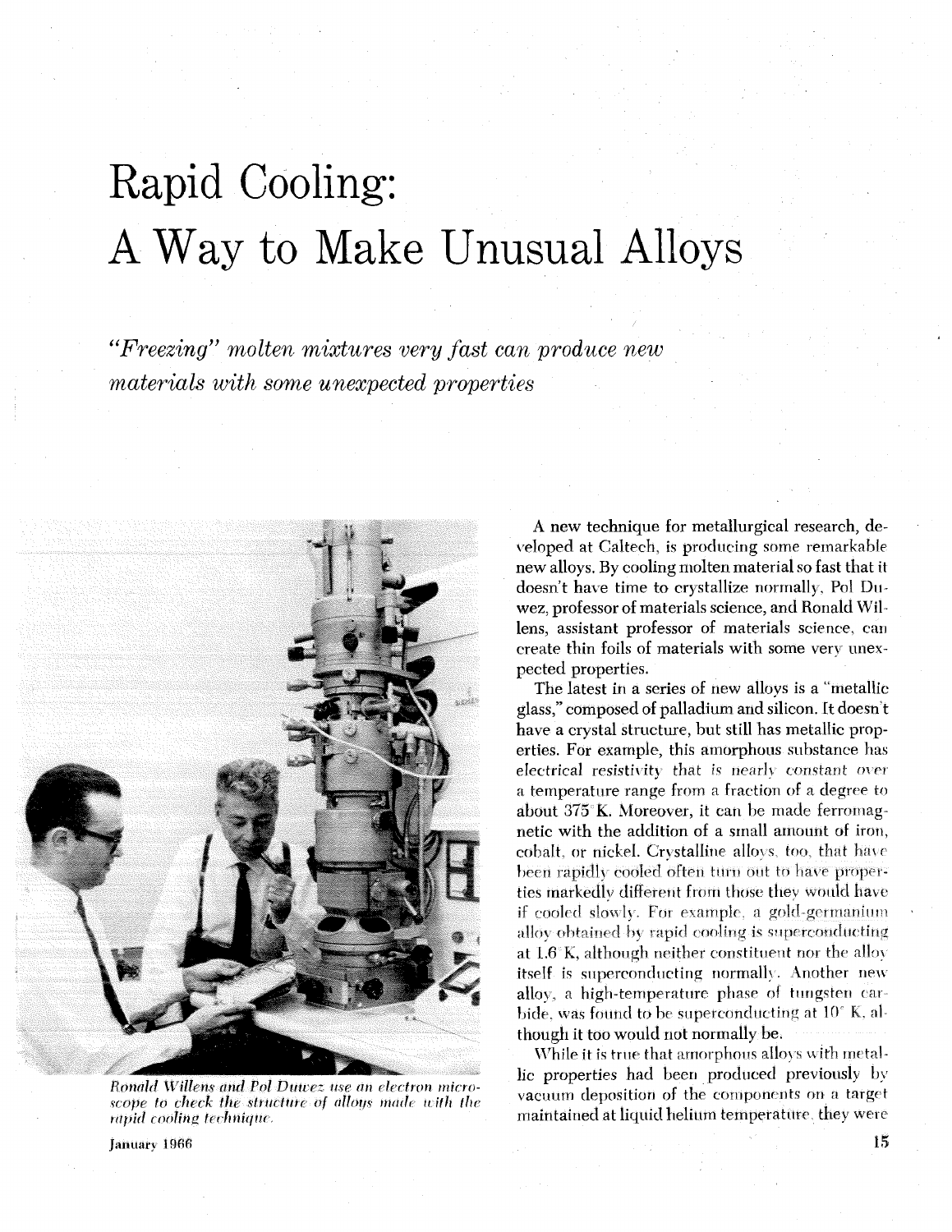# Rapid Cooling: A Way to Make Unusual Alloys

*"Freezing" molten mixtures very fast can produce new materials with some unexpected properties*

*Ronald Willens and Pol Duwez use an electron microscope to check the structure of alloys made with the rapid cooling technique.*

A new technique for metallurgical research, developed at Caltech, is producing some remarkable new alloys. By cooling molten material so fast that it doesn't have time to crystallize normally, Pol Duwez, professor of materials science, and Ronald Willens, assistant professor of materials science, can create thin foils of materials with some very unexpected properties.

The latest in a series of new alloys is a "metallic glass," composed of palladium and silicon. It doesn't have a crystal structure, but still has metallic properties. For example, this amorphous substance has electrical resistivity that is nearly constant over a temperature range from a fraction of a degree to about 375° K. Moreover, it can be made ferromagnetic with the addition of a small amount of iron, cobalt, or nickel. Crystalline alloys, too, that have been rapidly cooled often turn out to have properties markedly different from those they would have if cooled slowly. For example, a gold-germanium alloy obtained by rapid cooling is superconducting at 1.6° K, although neither constituent nor the alloy itself is superconducting normally. Another new alloy, a high-temperature phase of tungsten carbide, was found to be superconducting at 10° K, although it too would not normally be.

While it is true that amorphous alloys with metallic properties had been produced previously by vacuum deposition of the components on a target maintained at liquid helium temperature, they were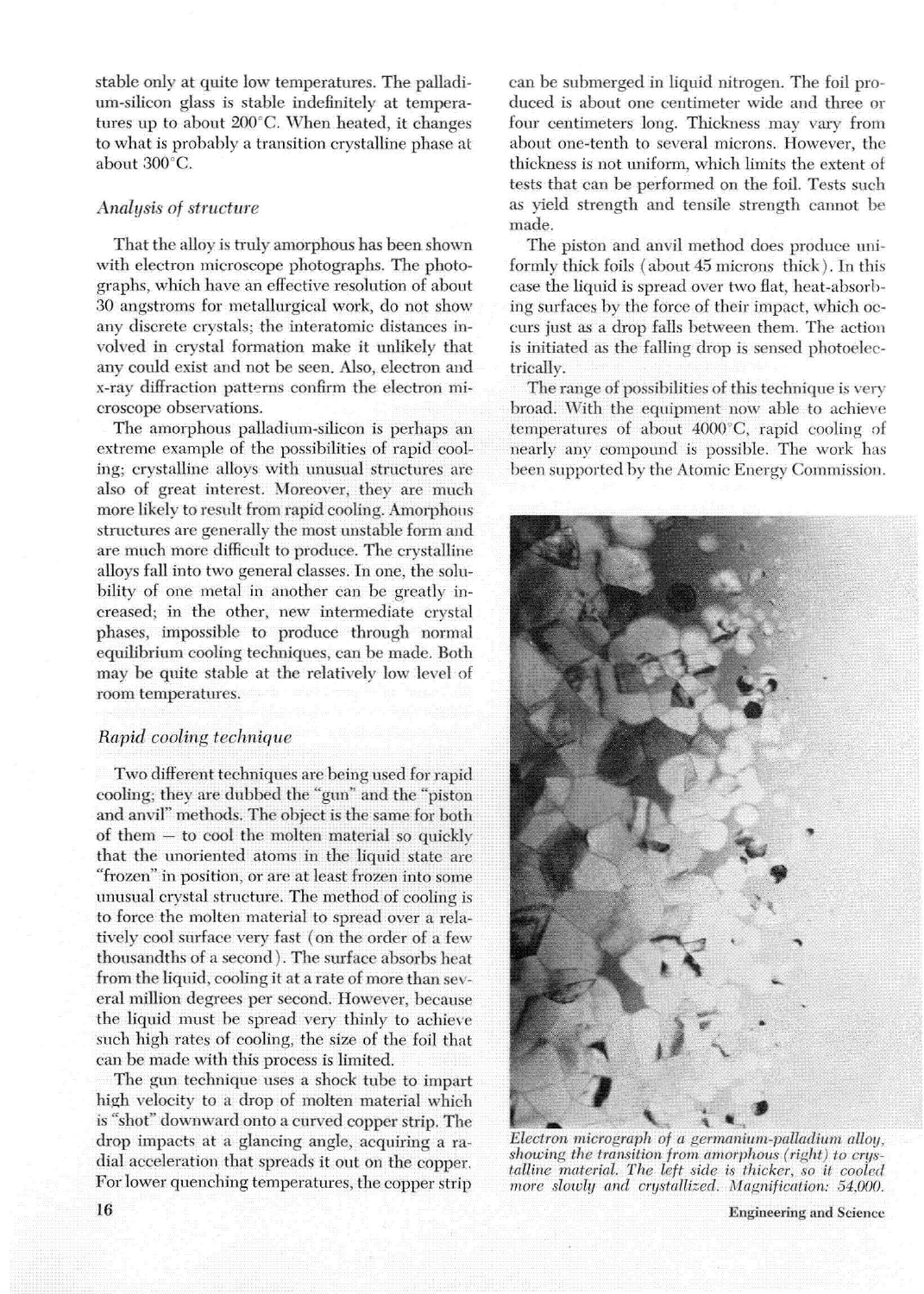stable only at quite low temperatures. The palladium-silicon glass is stable indefinitely at temperatures up to about 200°C. When heated, it changes to what is probably a transition crystalline phase at about 300°C.

### *Analysis of structure*

That the alloy is truly amorphous has been shown with electron microscope photographs. The photographs, which have an effective resolution of about 30 angstroms for metallurgical work, do not show any discrete crystals; the interatomic distances involved in crystal formation make it unlikely that any could exist and not be seen. Also, electron and x-ray diffraction patterns confirm the electron microscope observations.

The amorphous palladium-silicon is perhaps an extreme example of the possibilities of rapid cooling; crystalline alloys with unusual structures are also of great interest. Moreover, they are much more likely to result from rapid cooling. Amorphous structures are generally the most unstable form and are much more difficult to produce. The crystalline alloys fall into two general classes. In one, the solubility of one metal in another can be greatly increased; in the other, new intermediate crystal phases, impossible to produce through normal equilibrium cooling techniques, can be made. Both may be quite stable at the relatively low level of room temperatures.

### *Rapid cooling technique*

Two different techniques are being used for rapid cooling; they are dubbed the "gun" and the "piston and anvil" methods. The object is the same for both of them — to cool the molten material so quickly that the unoriented atoms in the liquid state are "frozen" in position, or are at least frozen into some unusual crystal structure. The method of cooling is to force the molten material to spread over a relatively cool surface very fast (on the order of a few thousandths of a second). The surface absorbs heat from the liquid, cooling it at a rate of more than several million degrees per second. However, because the liquid must be spread very thinly to achieve such high rates of cooling, the size of the foil that can be made with this process is limited.

The gun technique uses a shock tube to impart high velocity to a drop of molten material which is "shot" downward onto a curved copper strip. The drop impacts at a glancing angle, acquiring a radial acceleration that spreads it out on the copper. For lower quenching temperatures, the copper strip can be submerged in liquid nitrogen. The foil produced is about one centimeter wide and three or four centimeters long. Thickness may vary from about one-tenth to several microns. However, the thickness is not uniform, which limits the extent of tests that can be performed on the foil. Tests such as yield strength and tensile strength cannot be made.

The piston and anvil method does produce uniformly thick foils (about 45 microns thick). In this case the liquid is spread over two flat, heat-absorbing surfaces by the force of their impact, which occurs just as a drop falls between them. The action is initiated as the falling drop is sensed photoelectrically.

The range of possibilities of this technique is very broad. With the equipment now able to achieve temperatures of about 4000°C, rapid cooling of nearly any compound is possible. The work has been supported by the Atomic Energy Commission.

*Electron micrograph of a germanium-palladium alloy, showing the transition from amorphous (right) to crystalline material. The left side is thicker, so it cooled more slowly and crystallized. Magnification: 54,000.*